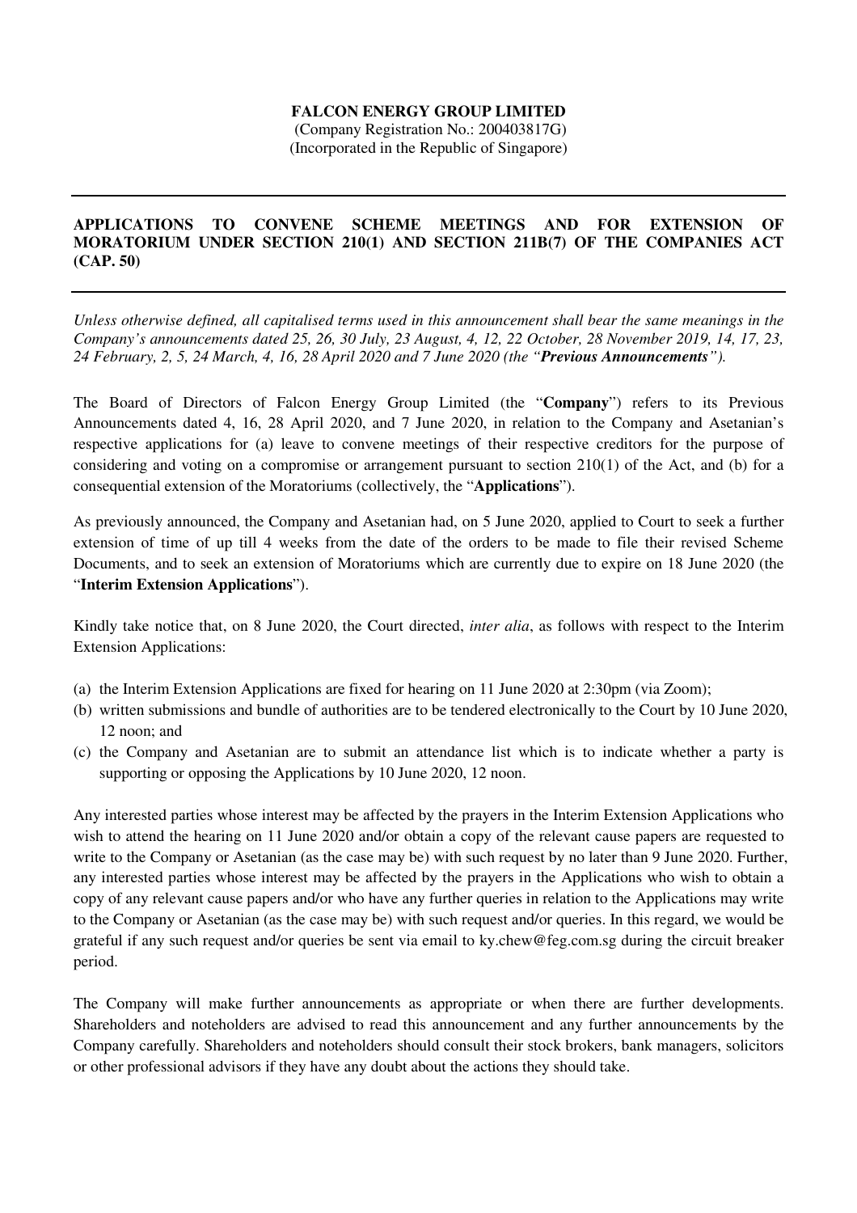**FALCON ENERGY GROUP LIMITED**
(Company Registration No.: 200403817G)
(Incorporated in the Republic of Singapore)

---

## APPLICATIONS TO CONVENE SCHEME MEETINGS AND FOR EXTENSION OF MORATORIUM UNDER SECTION 210(1) AND SECTION 211B(7) OF THE COMPANIES ACT (CAP. 50)

---

*Unless otherwise defined, all capitalised terms used in this announcement shall bear the same meanings in the Company's announcements dated 25, 26, 30 July, 23 August, 4, 12, 22 October, 28 November 2019, 14, 17, 23, 24 February, 2, 5, 24 March, 4, 16, 28 April 2020 and 7 June 2020 (the "**Previous Announcements**").*

The Board of Directors of Falcon Energy Group Limited (the "**Company**") refers to its Previous Announcements dated 4, 16, 28 April 2020, and 7 June 2020, in relation to the Company and Asetanian's respective applications for (a) leave to convene meetings of their respective creditors for the purpose of considering and voting on a compromise or arrangement pursuant to section 210(1) of the Act, and (b) for a consequential extension of the Moratoriums (collectively, the "**Applications**").

As previously announced, the Company and Asetanian had, on 5 June 2020, applied to Court to seek a further extension of time of up till 4 weeks from the date of the orders to be made to file their revised Scheme Documents, and to seek an extension of Moratoriums which are currently due to expire on 18 June 2020 (the "**Interim Extension Applications**").

Kindly take notice that, on 8 June 2020, the Court directed, *inter alia*, as follows with respect to the Interim Extension Applications:

(a) the Interim Extension Applications are fixed for hearing on 11 June 2020 at 2:30pm (via Zoom);
(b) written submissions and bundle of authorities are to be tendered electronically to the Court by 10 June 2020, 12 noon; and
(c) the Company and Asetanian are to submit an attendance list which is to indicate whether a party is supporting or opposing the Applications by 10 June 2020, 12 noon.

Any interested parties whose interest may be affected by the prayers in the Interim Extension Applications who wish to attend the hearing on 11 June 2020 and/or obtain a copy of the relevant cause papers are requested to write to the Company or Asetanian (as the case may be) with such request by no later than 9 June 2020. Further, any interested parties whose interest may be affected by the prayers in the Applications who wish to obtain a copy of any relevant cause papers and/or who have any further queries in relation to the Applications may write to the Company or Asetanian (as the case may be) with such request and/or queries. In this regard, we would be grateful if any such request and/or queries be sent via email to ky.chew@feg.com.sg during the circuit breaker period.

The Company will make further announcements as appropriate or when there are further developments. Shareholders and noteholders are advised to read this announcement and any further announcements by the Company carefully. Shareholders and noteholders should consult their stock brokers, bank managers, solicitors or other professional advisors if they have any doubt about the actions they should take.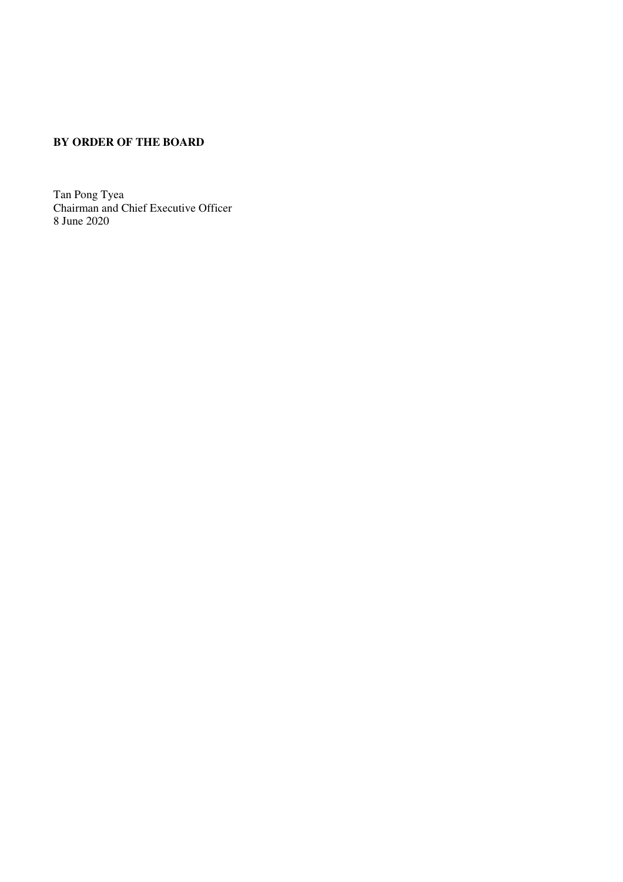**BY ORDER OF THE BOARD**

Tan Pong Tyea
Chairman and Chief Executive Officer
8 June 2020